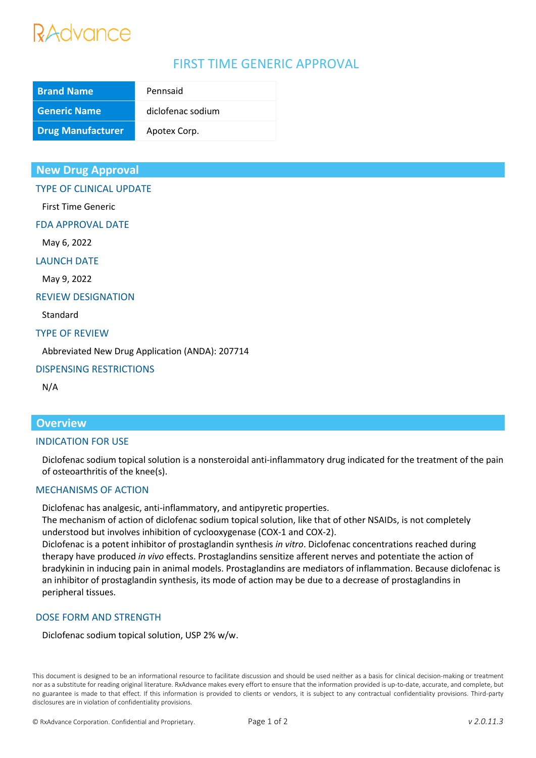RxAdvance

# FIRST TIME GENERIC APPROVAL

| Brand Name | Pennsaid |
|---|---|
| Generic Name | diclofenac sodium |
| Drug Manufacturer | Apotex Corp. |

## New Drug Approval

### TYPE OF CLINICAL UPDATE

First Time Generic

### FDA APPROVAL DATE

May 6, 2022

### LAUNCH DATE

May 9, 2022

### REVIEW DESIGNATION

Standard

### TYPE OF REVIEW

Abbreviated New Drug Application (ANDA): 207714

### DISPENSING RESTRICTIONS

N/A

## Overview

### INDICATION FOR USE

Diclofenac sodium topical solution is a nonsteroidal anti-inflammatory drug indicated for the treatment of the pain of osteoarthritis of the knee(s).

### MECHANISMS OF ACTION

Diclofenac has analgesic, anti-inflammatory, and antipyretic properties.
The mechanism of action of diclofenac sodium topical solution, like that of other NSAIDs, is not completely understood but involves inhibition of cyclooxygenase (COX-1 and COX-2).
Diclofenac is a potent inhibitor of prostaglandin synthesis *in vitro*. Diclofenac concentrations reached during therapy have produced *in vivo* effects. Prostaglandins sensitize afferent nerves and potentiate the action of bradykinin in inducing pain in animal models. Prostaglandins are mediators of inflammation. Because diclofenac is an inhibitor of prostaglandin synthesis, its mode of action may be due to a decrease of prostaglandins in peripheral tissues.

### DOSE FORM AND STRENGTH

Diclofenac sodium topical solution, USP 2% w/w.

This document is designed to be an informational resource to facilitate discussion and should be used neither as a basis for clinical decision-making or treatment nor as a substitute for reading original literature. RxAdvance makes every effort to ensure that the information provided is up-to-date, accurate, and complete, but no guarantee is made to that effect. If this information is provided to clients or vendors, it is subject to any contractual confidentiality provisions. Third-party disclosures are in violation of confidentiality provisions.

© RxAdvance Corporation. Confidential and Proprietary.

*v 2.0.11.3*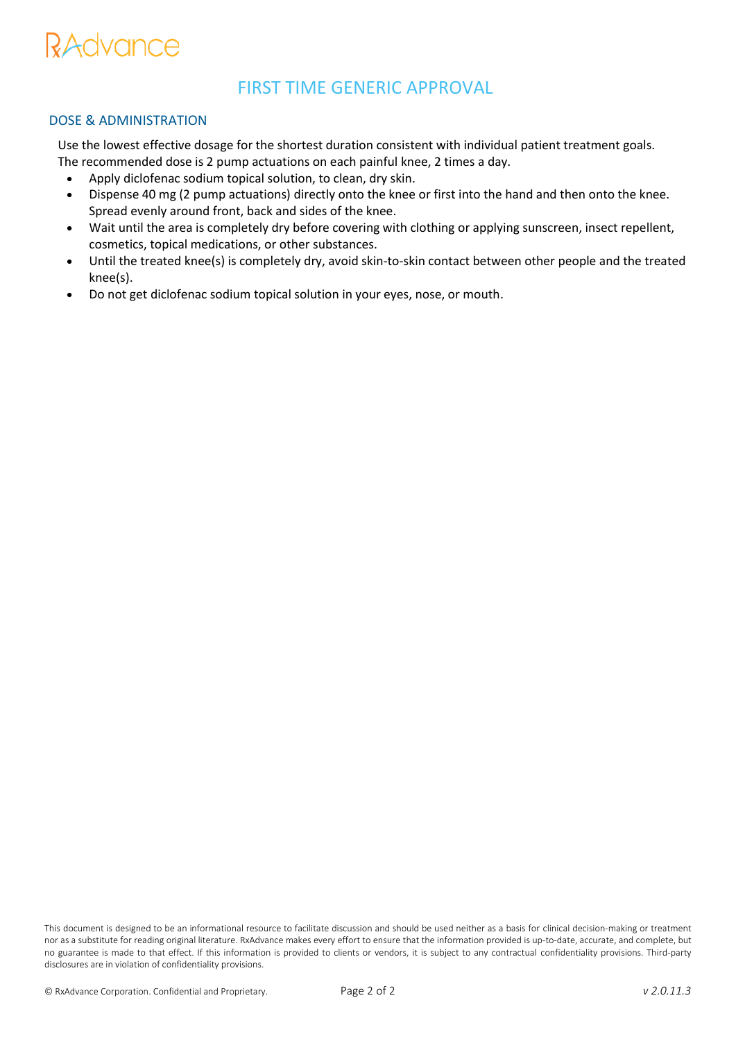## FIRST TIME GENERIC APPROVAL

### DOSE & ADMINISTRATION

Use the lowest effective dosage for the shortest duration consistent with individual patient treatment goals. The recommended dose is 2 pump actuations on each painful knee, 2 times a day.

- Apply diclofenac sodium topical solution, to clean, dry skin.
- Dispense 40 mg (2 pump actuations) directly onto the knee or first into the hand and then onto the knee. Spread evenly around front, back and sides of the knee.
- Wait until the area is completely dry before covering with clothing or applying sunscreen, insect repellent, cosmetics, topical medications, or other substances.
- Until the treated knee(s) is completely dry, avoid skin-to-skin contact between other people and the treated knee(s).
- Do not get diclofenac sodium topical solution in your eyes, nose, or mouth.

This document is designed to be an informational resource to facilitate discussion and should be used neither as a basis for clinical decision-making or treatment nor as a substitute for reading original literature. RxAdvance makes every effort to ensure that the information provided is up-to-date, accurate, and complete, but no guarantee is made to that effect. If this information is provided to clients or vendors, it is subject to any contractual confidentiality provisions. Third-party disclosures are in violation of confidentiality provisions.

© RxAdvance Corporation. Confidential and Proprietary. *v 2.0.11.3*